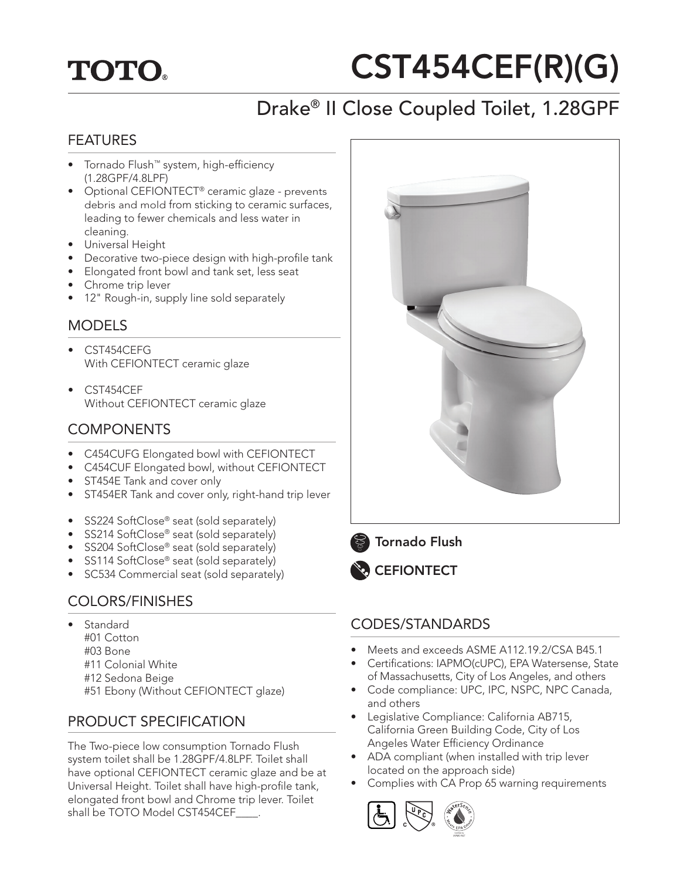TOTO®

# CST454CEF(R)(G)

## Drake® II Close Coupled Toilet, 1.28GPF

### FEATURES

- Tornado Flush™ system, high-efficiency (1.28GPF/4.8LPF)
- Optional CEFIONTECT® ceramic glaze - prevents debris and mold from sticking to ceramic surfaces, leading to fewer chemicals and less water in cleaning.
- Universal Height
- Decorative two-piece design with high-profile tank
- Elongated front bowl and tank set, less seat
- Chrome trip lever
- 12" Rough-in, supply line sold separately

### MODELS

- CST454CEFG
  With CEFIONTECT ceramic glaze
- CST454CEF
  Without CEFIONTECT ceramic glaze

### COMPONENTS

- C454CUFG Elongated bowl with CEFIONTECT
- C454CUF Elongated bowl, without CEFIONTECT
- ST454E Tank and cover only
- ST454ER Tank and cover only, right-hand trip lever

- SS224 SoftClose® seat (sold separately)
- SS214 SoftClose® seat (sold separately)
- SS204 SoftClose® seat (sold separately)
- SS114 SoftClose® seat (sold separately)
- SC534 Commercial seat (sold separately)

### COLORS/FINISHES

- Standard
  #01 Cotton
  #03 Bone
  #11 Colonial White
  #12 Sedona Beige
  #51 Ebony (Without CEFIONTECT glaze)

### PRODUCT SPECIFICATION

The Two-piece low consumption Tornado Flush system toilet shall be 1.28GPF/4.8LPF. Toilet shall have optional CEFIONTECT ceramic glaze and be at Universal Height. Toilet shall have high-profile tank, elongated front bowl and Chrome trip lever. Toilet shall be TOTO Model CST454CEF____.

Tornado Flush

CEFIONTECT

### CODES/STANDARDS

- Meets and exceeds ASME A112.19.2/CSA B45.1
- Certifications: IAPMO(cUPC), EPA Watersense, State of Massachusetts, City of Los Angeles, and others
- Code compliance: UPC, IPC, NSPC, NPC Canada, and others
- Legislative Compliance: California AB715, California Green Building Code, City of Los Angeles Water Efficiency Ordinance
- ADA compliant (when installed with trip lever located on the approach side)
- Complies with CA Prop 65 warning requirements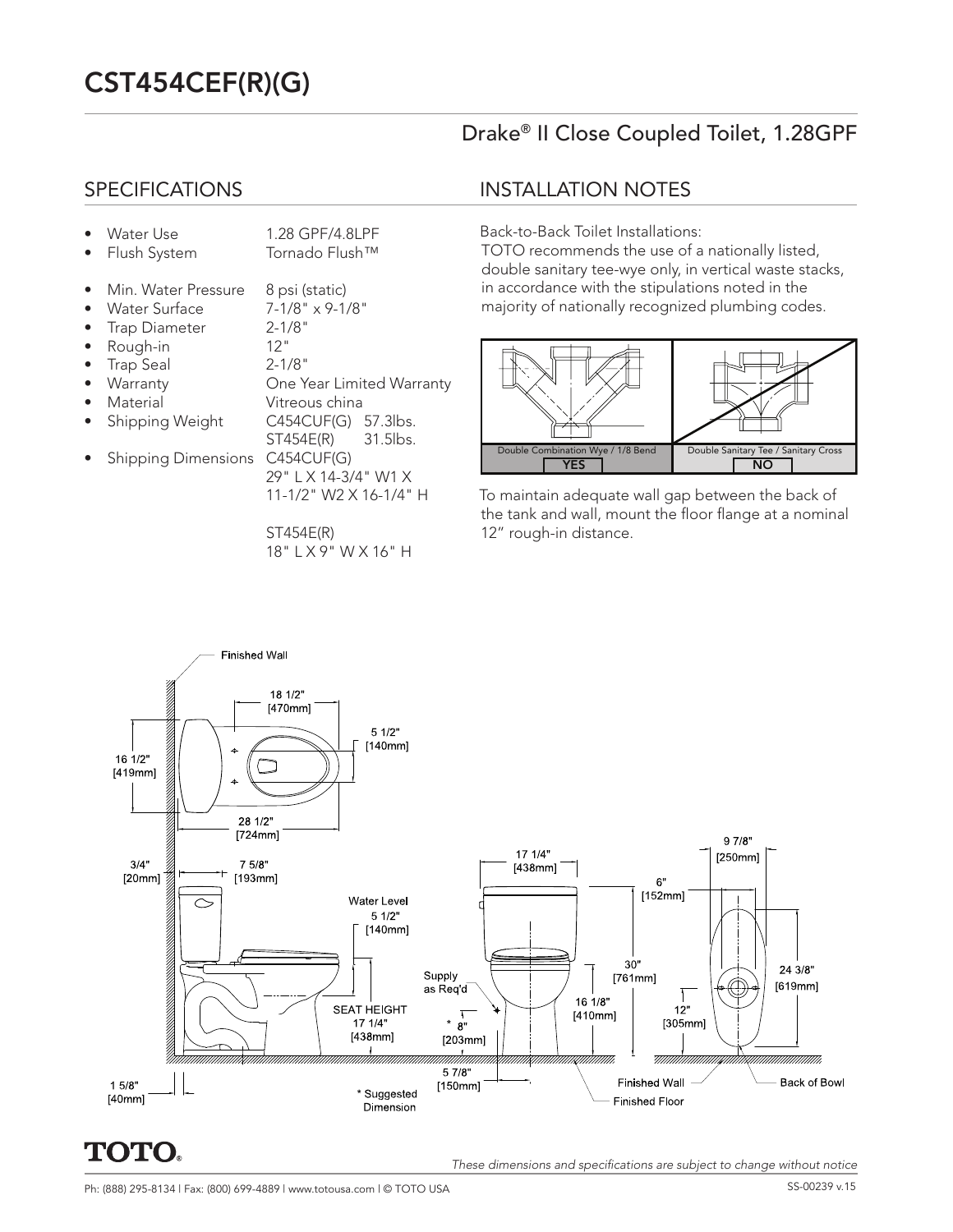# CST454CEF(R)(G)

## Drake® II Close Coupled Toilet, 1.28GPF

## SPECIFICATIONS

| | |
|---|---|
| • Water Use | 1.28 GPF/4.8LPF |
| • Flush System | Tornado Flush™ |
| • Min. Water Pressure | 8 psi (static) |
| • Water Surface | 7-1/8" x 9-1/8" |
| • Trap Diameter | 2-1/8" |
| • Rough-in | 12" |
| • Trap Seal | 2-1/8" |
| • Warranty | One Year Limited Warranty |
| • Material | Vitreous china |
| • Shipping Weight | C454CUF(G) 57.3lbs.<br>ST454E(R) 31.5lbs. |
| • Shipping Dimensions | C454CUF(G)<br>29" L X 14-3/4" W1 X 11-1/2" W2 X 16-1/4" H<br><br>ST454E(R)<br>18" L X 9" W X 16" H |

## INSTALLATION NOTES

Back-to-Back Toilet Installations:
TOTO recommends the use of a nationally listed, double sanitary tee-wye only, in vertical waste stacks, in accordance with the stipulations noted in the majority of nationally recognized plumbing codes.

Double Combination Wye / 1/8 Bend
YES

Double Sanitary Tee / Sanitary Cross
NO

To maintain adequate wall gap between the back of the tank and wall, mount the floor flange at a nominal 12" rough-in distance.

Finished Wall
18 1/2" [470mm]
5 1/2" [140mm]
16 1/2" [419mm]
28 1/2" [724mm]
3/4" [20mm]
7 5/8" [193mm]
Water Level 5 1/2" [140mm]
SEAT HEIGHT 17 1/4" [438mm]
1 5/8" [40mm]
17 1/4" [438mm]
Supply as Req'd
* 8" [203mm]
5 7/8" [150mm]
* Suggested Dimension
6" [152mm]
30" [761mm]
16 1/8" [410mm]
Finished Wall
Finished Floor
9 7/8" [250mm]
24 3/8" [619mm]
12" [305mm]
Back of Bowl

TOTO®

*These dimensions and specifications are subject to change without notice*

Ph: (888) 295-8134 | Fax: (800) 699-4889 | www.totousa.com | © TOTO USA

SS-00239 v.15